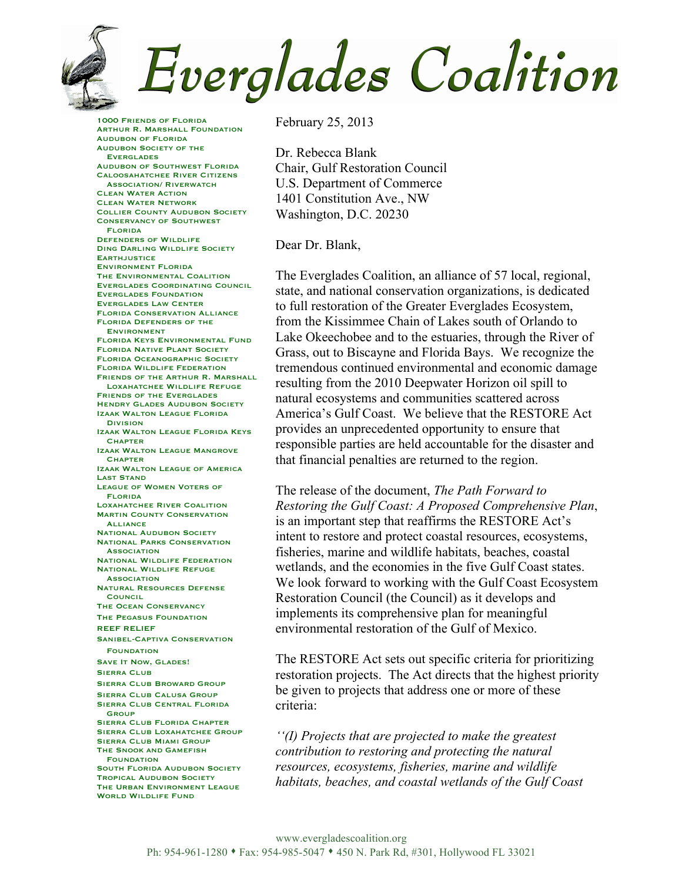# Everglades Coalition

1000 Friends of Florida
Arthur R. Marshall Foundation
Audubon of Florida
Audubon Society of the Everglades
Audubon of Southwest Florida
Caloosahatchee River Citizens Association/ Riverwatch
Clean Water Action
Clean Water Network
Collier County Audubon Society
Conservancy of Southwest Florida
Defenders of Wildlife
Ding Darling Wildlife Society
Earthjustice
Environment Florida
The Environmental Coalition
Everglades Coordinating Council
Everglades Foundation
Everglades Law Center
Florida Conservation Alliance
Florida Defenders of the Environment
Florida Keys Environmental Fund
Florida Native Plant Society
Florida Oceanographic Society
Florida Wildlife Federation
Friends of the Arthur R. Marshall Loxahatchee Wildlife Refuge
Friends of the Everglades
Hendry Glades Audubon Society
Izaak Walton League Florida Division
Izaak Walton League Florida Keys Chapter
Izaak Walton League Mangrove Chapter
Izaak Walton League of America
Last Stand
League of Women Voters of Florida
Loxahatchee River Coalition
Martin County Conservation Alliance
National Audubon Society
National Parks Conservation Association
National Wildlife Federation
National Wildlife Refuge Association
Natural Resources Defense Council
The Ocean Conservancy
The Pegasus Foundation
Reef Relief
Sanibel-Captiva Conservation Foundation
Save It Now, Glades!
Sierra Club
Sierra Club Broward Group
Sierra Club Calusa Group
Sierra Club Central Florida Group
Sierra Club Florida Chapter
Sierra Club Loxahatchee Group
Sierra Club Miami Group
The Snook and Gamefish Foundation
South Florida Audubon Society
Tropical Audubon Society
The Urban Environment League
World Wildlife Fund

February 25, 2013

Dr. Rebecca Blank
Chair, Gulf Restoration Council
U.S. Department of Commerce
1401 Constitution Ave., NW
Washington, D.C. 20230

Dear Dr. Blank,

The Everglades Coalition, an alliance of 57 local, regional, state, and national conservation organizations, is dedicated to full restoration of the Greater Everglades Ecosystem, from the Kissimmee Chain of Lakes south of Orlando to Lake Okeechobee and to the estuaries, through the River of Grass, out to Biscayne and Florida Bays. We recognize the tremendous continued environmental and economic damage resulting from the 2010 Deepwater Horizon oil spill to natural ecosystems and communities scattered across America's Gulf Coast. We believe that the RESTORE Act provides an unprecedented opportunity to ensure that responsible parties are held accountable for the disaster and that financial penalties are returned to the region.

The release of the document, *The Path Forward to Restoring the Gulf Coast: A Proposed Comprehensive Plan*, is an important step that reaffirms the RESTORE Act's intent to restore and protect coastal resources, ecosystems, fisheries, marine and wildlife habitats, beaches, coastal wetlands, and the economies in the five Gulf Coast states. We look forward to working with the Gulf Coast Ecosystem Restoration Council (the Council) as it develops and implements its comprehensive plan for meaningful environmental restoration of the Gulf of Mexico.

The RESTORE Act sets out specific criteria for prioritizing restoration projects. The Act directs that the highest priority be given to projects that address one or more of these criteria:

*''(I) Projects that are projected to make the greatest contribution to restoring and protecting the natural resources, ecosystems, fisheries, marine and wildlife habitats, beaches, and coastal wetlands of the Gulf Coast*

www.evergladescoalition.org
Ph: 954-961-1280 ♦ Fax: 954-985-5047 ♦ 450 N. Park Rd, #301, Hollywood FL 33021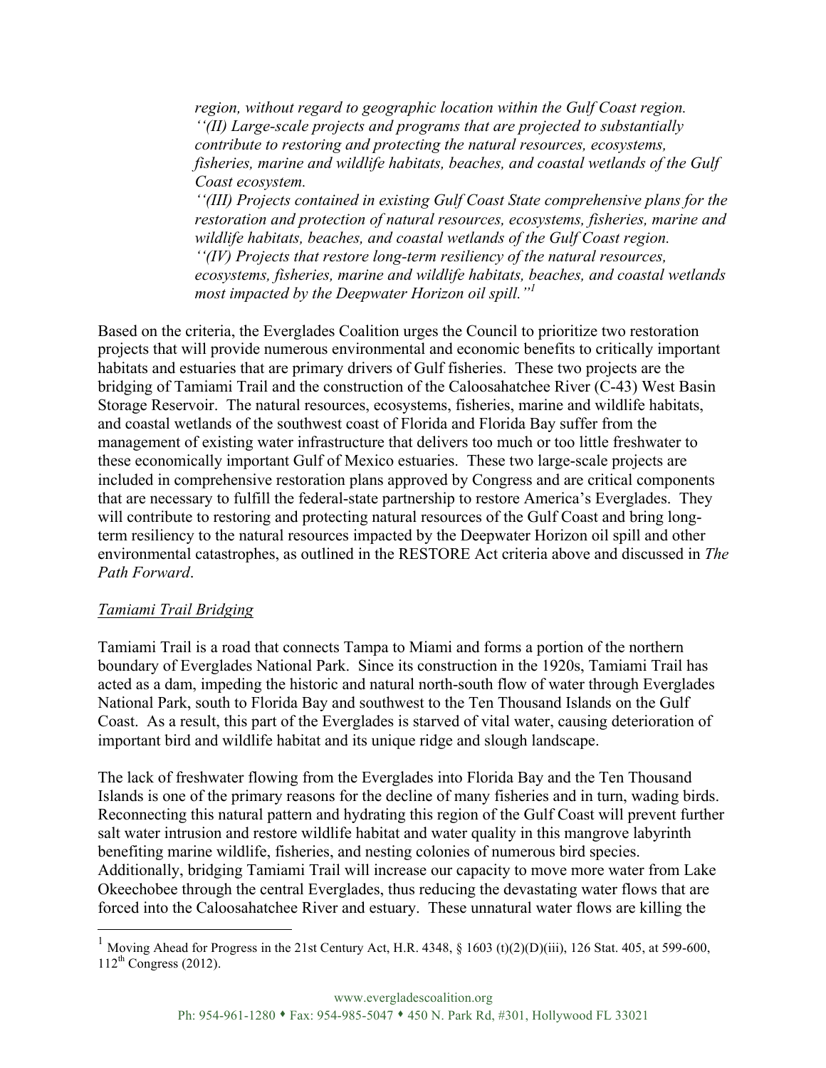*region, without regard to geographic location within the Gulf Coast region.*
*''(II) Large-scale projects and programs that are projected to substantially contribute to restoring and protecting the natural resources, ecosystems, fisheries, marine and wildlife habitats, beaches, and coastal wetlands of the Gulf Coast ecosystem.*
*''(III) Projects contained in existing Gulf Coast State comprehensive plans for the restoration and protection of natural resources, ecosystems, fisheries, marine and wildlife habitats, beaches, and coastal wetlands of the Gulf Coast region.*
*''(IV) Projects that restore long-term resiliency of the natural resources, ecosystems, fisheries, marine and wildlife habitats, beaches, and coastal wetlands most impacted by the Deepwater Horizon oil spill."*[1]

Based on the criteria, the Everglades Coalition urges the Council to prioritize two restoration projects that will provide numerous environmental and economic benefits to critically important habitats and estuaries that are primary drivers of Gulf fisheries. These two projects are the bridging of Tamiami Trail and the construction of the Caloosahatchee River (C-43) West Basin Storage Reservoir. The natural resources, ecosystems, fisheries, marine and wildlife habitats, and coastal wetlands of the southwest coast of Florida and Florida Bay suffer from the management of existing water infrastructure that delivers too much or too little freshwater to these economically important Gulf of Mexico estuaries. These two large-scale projects are included in comprehensive restoration plans approved by Congress and are critical components that are necessary to fulfill the federal-state partnership to restore America's Everglades. They will contribute to restoring and protecting natural resources of the Gulf Coast and bring long-term resiliency to the natural resources impacted by the Deepwater Horizon oil spill and other environmental catastrophes, as outlined in the RESTORE Act criteria above and discussed in *The Path Forward*.

<u>Tamiami Trail Bridging</u>

Tamiami Trail is a road that connects Tampa to Miami and forms a portion of the northern boundary of Everglades National Park. Since its construction in the 1920s, Tamiami Trail has acted as a dam, impeding the historic and natural north-south flow of water through Everglades National Park, south to Florida Bay and southwest to the Ten Thousand Islands on the Gulf Coast. As a result, this part of the Everglades is starved of vital water, causing deterioration of important bird and wildlife habitat and its unique ridge and slough landscape.

The lack of freshwater flowing from the Everglades into Florida Bay and the Ten Thousand Islands is one of the primary reasons for the decline of many fisheries and in turn, wading birds. Reconnecting this natural pattern and hydrating this region of the Gulf Coast will prevent further salt water intrusion and restore wildlife habitat and water quality in this mangrove labyrinth benefiting marine wildlife, fisheries, and nesting colonies of numerous bird species. Additionally, bridging Tamiami Trail will increase our capacity to move more water from Lake Okeechobee through the central Everglades, thus reducing the devastating water flows that are forced into the Caloosahatchee River and estuary. These unnatural water flows are killing the

---

[1] Moving Ahead for Progress in the 21st Century Act, H.R. 4348, § 1603 (t)(2)(D)(iii), 126 Stat. 405, at 599-600, 112th Congress (2012).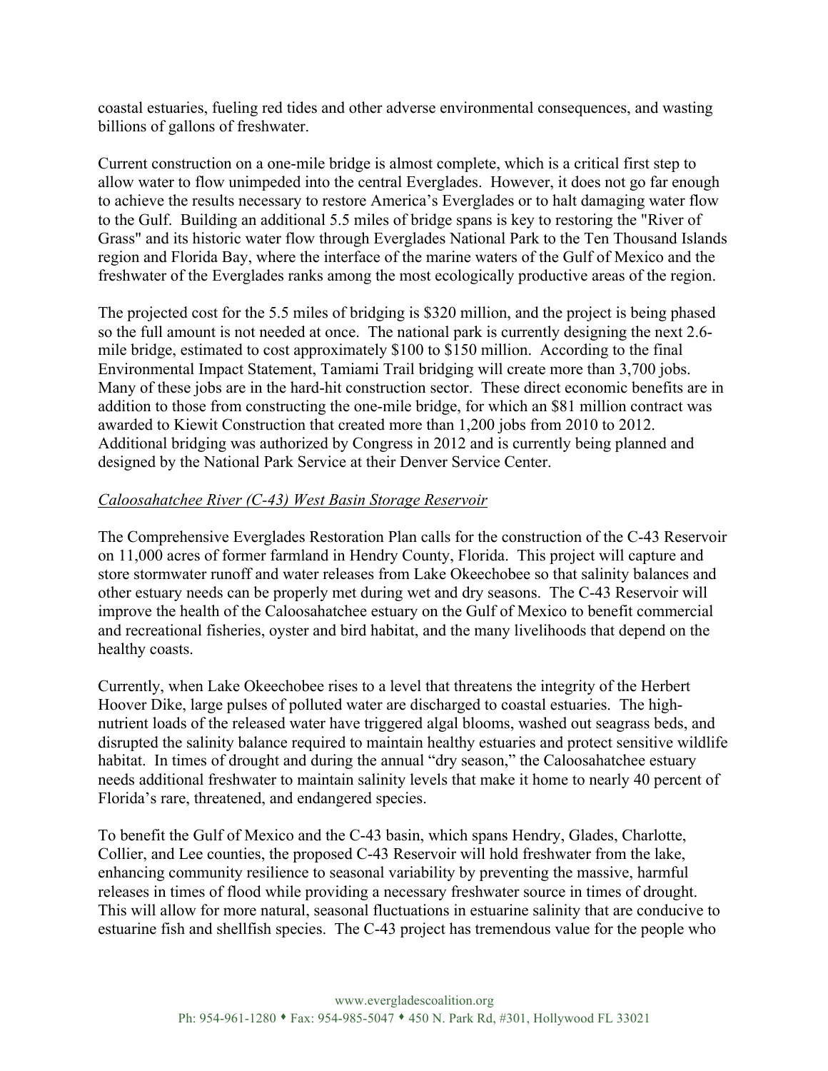coastal estuaries, fueling red tides and other adverse environmental consequences, and wasting billions of gallons of freshwater.

Current construction on a one-mile bridge is almost complete, which is a critical first step to allow water to flow unimpeded into the central Everglades. However, it does not go far enough to achieve the results necessary to restore America's Everglades or to halt damaging water flow to the Gulf. Building an additional 5.5 miles of bridge spans is key to restoring the "River of Grass" and its historic water flow through Everglades National Park to the Ten Thousand Islands region and Florida Bay, where the interface of the marine waters of the Gulf of Mexico and the freshwater of the Everglades ranks among the most ecologically productive areas of the region.

The projected cost for the 5.5 miles of bridging is $320 million, and the project is being phased so the full amount is not needed at once. The national park is currently designing the next 2.6-mile bridge, estimated to cost approximately $100 to $150 million. According to the final Environmental Impact Statement, Tamiami Trail bridging will create more than 3,700 jobs. Many of these jobs are in the hard-hit construction sector. These direct economic benefits are in addition to those from constructing the one-mile bridge, for which an $81 million contract was awarded to Kiewit Construction that created more than 1,200 jobs from 2010 to 2012. Additional bridging was authorized by Congress in 2012 and is currently being planned and designed by the National Park Service at their Denver Service Center.

*Caloosahatchee River (C-43) West Basin Storage Reservoir*

The Comprehensive Everglades Restoration Plan calls for the construction of the C-43 Reservoir on 11,000 acres of former farmland in Hendry County, Florida. This project will capture and store stormwater runoff and water releases from Lake Okeechobee so that salinity balances and other estuary needs can be properly met during wet and dry seasons. The C-43 Reservoir will improve the health of the Caloosahatchee estuary on the Gulf of Mexico to benefit commercial and recreational fisheries, oyster and bird habitat, and the many livelihoods that depend on the healthy coasts.

Currently, when Lake Okeechobee rises to a level that threatens the integrity of the Herbert Hoover Dike, large pulses of polluted water are discharged to coastal estuaries. The high-nutrient loads of the released water have triggered algal blooms, washed out seagrass beds, and disrupted the salinity balance required to maintain healthy estuaries and protect sensitive wildlife habitat. In times of drought and during the annual "dry season," the Caloosahatchee estuary needs additional freshwater to maintain salinity levels that make it home to nearly 40 percent of Florida's rare, threatened, and endangered species.

To benefit the Gulf of Mexico and the C-43 basin, which spans Hendry, Glades, Charlotte, Collier, and Lee counties, the proposed C-43 Reservoir will hold freshwater from the lake, enhancing community resilience to seasonal variability by preventing the massive, harmful releases in times of flood while providing a necessary freshwater source in times of drought. This will allow for more natural, seasonal fluctuations in estuarine salinity that are conducive to estuarine fish and shellfish species. The C-43 project has tremendous value for the people who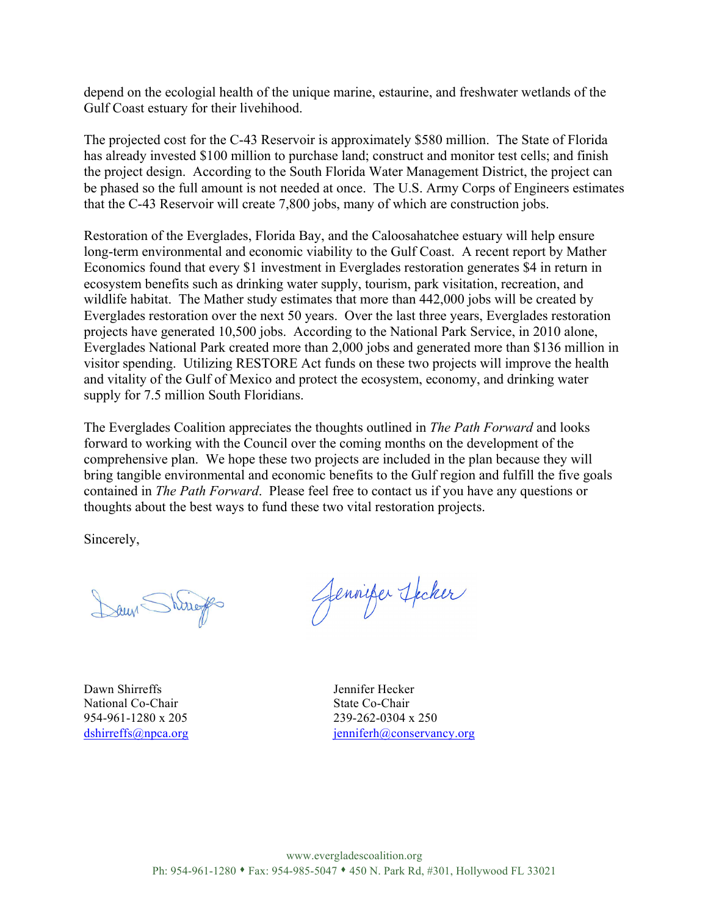depend on the ecologial health of the unique marine, estaurine, and freshwater wetlands of the Gulf Coast estuary for their livehihood.

The projected cost for the C-43 Reservoir is approximately $580 million. The State of Florida has already invested $100 million to purchase land; construct and monitor test cells; and finish the project design. According to the South Florida Water Management District, the project can be phased so the full amount is not needed at once. The U.S. Army Corps of Engineers estimates that the C-43 Reservoir will create 7,800 jobs, many of which are construction jobs.

Restoration of the Everglades, Florida Bay, and the Caloosahatchee estuary will help ensure long-term environmental and economic viability to the Gulf Coast. A recent report by Mather Economics found that every $1 investment in Everglades restoration generates $4 in return in ecosystem benefits such as drinking water supply, tourism, park visitation, recreation, and wildlife habitat. The Mather study estimates that more than 442,000 jobs will be created by Everglades restoration over the next 50 years. Over the last three years, Everglades restoration projects have generated 10,500 jobs. According to the National Park Service, in 2010 alone, Everglades National Park created more than 2,000 jobs and generated more than $136 million in visitor spending. Utilizing RESTORE Act funds on these two projects will improve the health and vitality of the Gulf of Mexico and protect the ecosystem, economy, and drinking water supply for 7.5 million South Floridians.

The Everglades Coalition appreciates the thoughts outlined in *The Path Forward* and looks forward to working with the Council over the coming months on the development of the comprehensive plan. We hope these two projects are included in the plan because they will bring tangible environmental and economic benefits to the Gulf region and fulfill the five goals contained in *The Path Forward*. Please feel free to contact us if you have any questions or thoughts about the best ways to fund these two vital restoration projects.

Sincerely,

Dawn Shirreffs
National Co-Chair
954-961-1280 x 205
dshirreffs@npca.org

Jennifer Hecker
State Co-Chair
239-262-0304 x 250
jenniferh@conservancy.org

www.evergladescoalition.org
Ph: 954-961-1280 ♦ Fax: 954-985-5047 ♦ 450 N. Park Rd, #301, Hollywood FL 33021